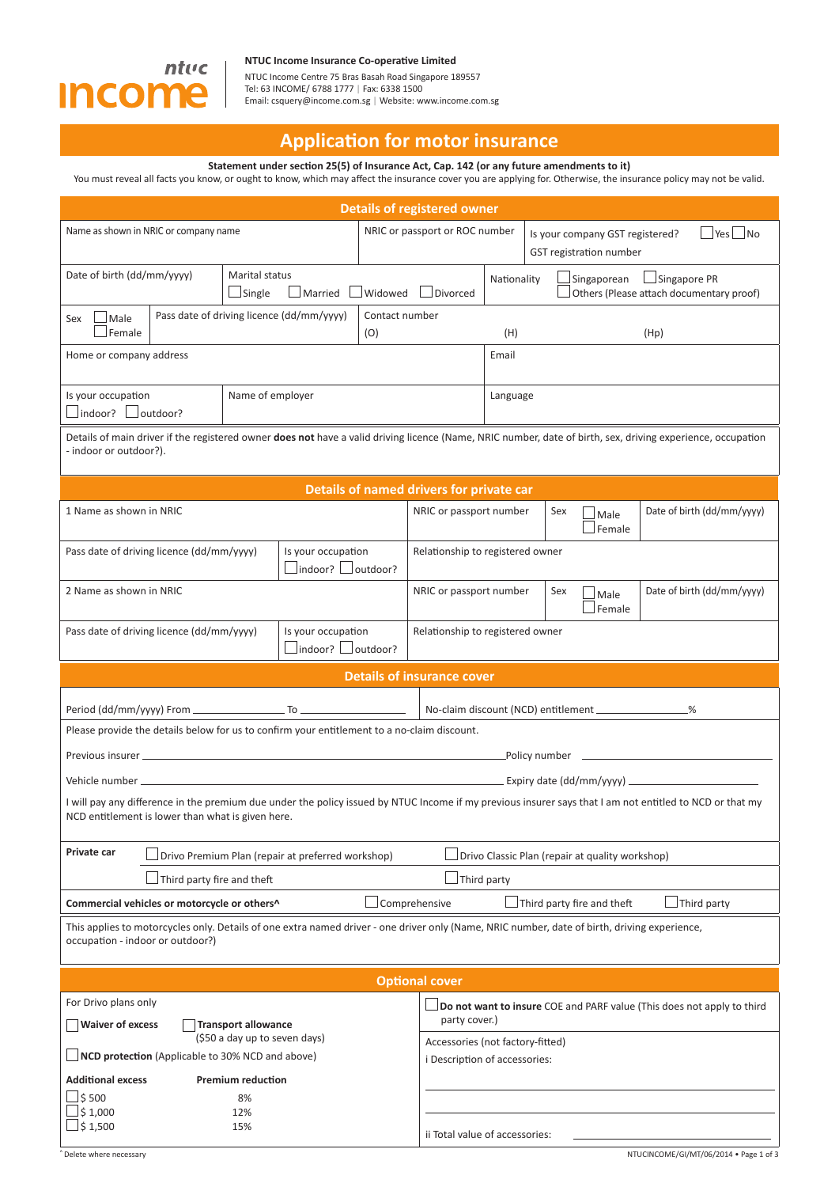**NTUC Income Insurance Co-operative Limited**

NTUC Income Centre 75 Bras Basah Road Singapore 189557
Tel: 63 INCOME/ 6788 1777 | Fax: 6338 1500
Email: csquery@income.com.sg | Website: www.income.com.sg

# Application for motor insurance

**Statement under section 25(5) of Insurance Act, Cap. 142 (or any future amendments to it)**

You must reveal all facts you know, or ought to know, which may affect the insurance cover you are applying for. Otherwise, the insurance policy may not be valid.

## Details of registered owner

| Name as shown in NRIC or company name | | NRIC or passport or ROC number | Is your company GST registered? ☐Yes ☐No<br>GST registration number |
|---|---|---|---|
| Date of birth (dd/mm/yyyy) | Marital status ☐Single ☐Married ☐Widowed ☐Divorced | Nationality ☐Singaporean ☐Singapore PR ☐Others (Please attach documentary proof) | |
| Sex ☐Male ☐Female | Pass date of driving licence (dd/mm/yyyy) | Contact number (O) (H) (Hp) | |
| Home or company address | | Email | |
| Is your occupation ☐indoor? ☐outdoor? | Name of employer | Language | |

Details of main driver if the registered owner **does not** have a valid driving licence (Name, NRIC number, date of birth, sex, driving experience, occupation - indoor or outdoor?).

## Details of named drivers for private car

| 1 Name as shown in NRIC | | NRIC or passport number | Sex ☐Male ☐Female | Date of birth (dd/mm/yyyy) |
|---|---|---|---|---|
| Pass date of driving licence (dd/mm/yyyy) | Is your occupation ☐indoor? ☐outdoor? | Relationship to registered owner | | |
| 2 Name as shown in NRIC | | NRIC or passport number | Sex ☐Male ☐Female | Date of birth (dd/mm/yyyy) |
| Pass date of driving licence (dd/mm/yyyy) | Is your occupation ☐indoor? ☐outdoor? | Relationship to registered owner | | |

## Details of insurance cover

Period (dd/mm/yyyy) From ________________ To ________________ No-claim discount (NCD) entitlement ________________%

Please provide the details below for us to confirm your entitlement to a no-claim discount.

Previous insurer ________________ Policy number ________________

Vehicle number ________________ Expiry date (dd/mm/yyyy) ________________

I will pay any difference in the premium due under the policy issued by NTUC Income if my previous insurer says that I am not entitled to NCD or that my NCD entitlement is lower than what is given here.

**Private car** ☐Drivo Premium Plan (repair at preferred workshop) ☐Drivo Classic Plan (repair at quality workshop)
☐Third party fire and theft ☐Third party

**Commercial vehicles or motorcycle or others^** ☐Comprehensive ☐Third party fire and theft ☐Third party

This applies to motorcycles only. Details of one extra named driver - one driver only (Name, NRIC number, date of birth, driving experience, occupation - indoor or outdoor?)

## Optional cover

For Drivo plans only

☐**Waiver of excess** ☐**Transport allowance** ($50 a day up to seven days)

☐**NCD protection** (Applicable to 30% NCD and above)

| **Additional excess** | **Premium reduction** |
|---|---|
| ☐$ 500 | 8% |
| ☐$ 1,000 | 12% |
| ☐$ 1,500 | 15% |

☐**Do not want to insure** COE and PARF value (This does not apply to third party cover.)

Accessories (not factory-fitted)

i Description of accessories:

________________

________________

ii Total value of accessories: ________________

^ Delete where necessary

NTUCINCOME/GI/MT/06/2014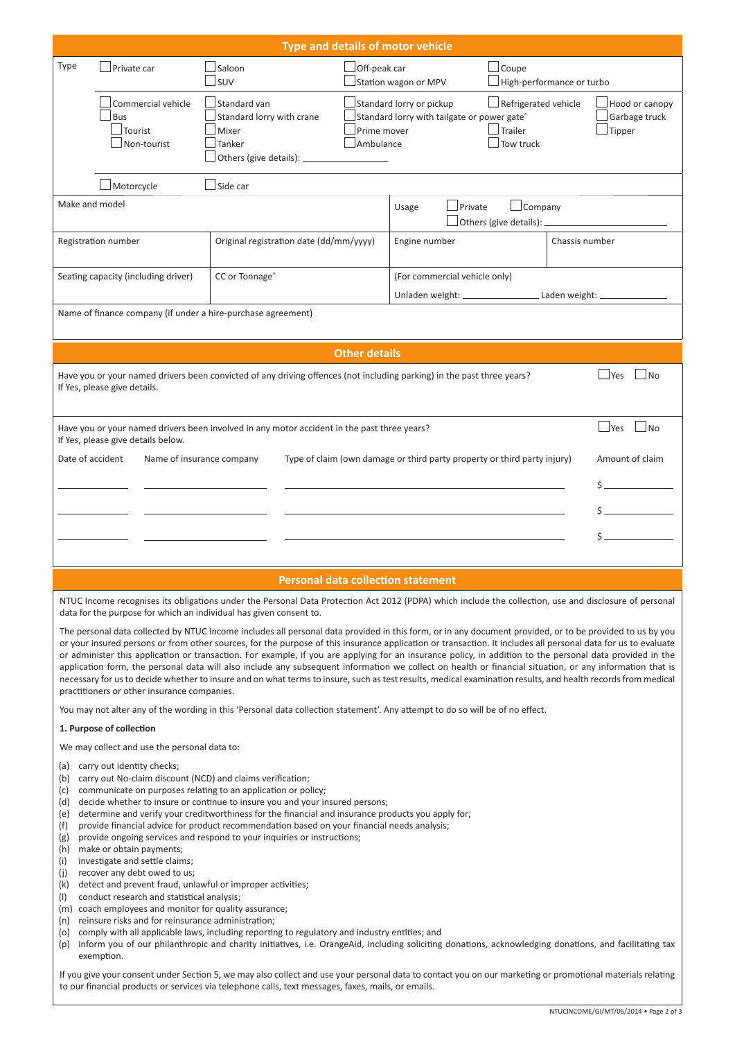## Type and details of motor vehicle

| | | | | | |
|---|---|---|---|---|---|
| Type | ☐ Private car | ☐ Saloon<br>☐ SUV | ☐ Off-peak car<br>☐ Station wagon or MPV | ☐ Coupe<br>☐ High-performance or turbo | |
| | ☐ Commercial vehicle<br>☐ Bus<br>☐ Tourist<br>☐ Non-tourist | ☐ Standard van<br>☐ Standard lorry with crane<br>☐ Mixer<br>☐ Tanker<br>☐ Others (give details): ______ | ☐ Standard lorry or pickup<br>☐ Standard lorry with tailgate or power gate^<br>☐ Prime mover<br>☐ Ambulance | ☐ Refrigerated vehicle<br>☐ Trailer<br>☐ Tow truck | ☐ Hood or canopy<br>☐ Garbage truck<br>☐ Tipper |
| | ☐ Motorcycle | ☐ Side car | | | |

| | | | |
|---|---|---|---|
| Make and model | | Usage ☐ Private ☐ Company ☐ Others (give details): ______ | |
| Registration number | Original registration date (dd/mm/yyyy) | Engine number | Chassis number |
| Seating capacity (including driver) | CC or Tonnage^ | (For commercial vehicle only)<br>Unladen weight: ______ Laden weight: ______ | |
| Name of finance company (if under a hire-purchase agreement) | | | |

## Other details

Have you or your named drivers been convicted of any driving offences (not including parking) in the past three years? ☐ Yes ☐ No
If Yes, please give details.

Have you or your named drivers been involved in any motor accident in the past three years? ☐ Yes ☐ No
If Yes, please give details below.

| Date of accident | Name of insurance company | Type of claim (own damage or third party property or third party injury) | Amount of claim |
|---|---|---|---|
| | | | $ |
| | | | $ |
| | | | $ |

## Personal data collection statement

NTUC Income recognises its obligations under the Personal Data Protection Act 2012 (PDPA) which include the collection, use and disclosure of personal data for the purpose for which an individual has given consent to.

The personal data collected by NTUC Income includes all personal data provided in this form, or in any document provided, or to be provided to us by you or your insured persons or from other sources, for the purpose of this insurance application or transaction. It includes all personal data for us to evaluate or administer this application or transaction. For example, if you are applying for an insurance policy, in addition to the personal data provided in the application form, the personal data will also include any subsequent information we collect on health or financial situation, or any information that is necessary for us to decide whether to insure and on what terms to insure, such as test results, medical examination results, and health records from medical practitioners or other insurance companies.

You may not alter any of the wording in this 'Personal data collection statement'. Any attempt to do so will be of no effect.

**1. Purpose of collection**

We may collect and use the personal data to:

(a) carry out identity checks;
(b) carry out No-claim discount (NCD) and claims verification;
(c) communicate on purposes relating to an application or policy;
(d) decide whether to insure or continue to insure you and your insured persons;
(e) determine and verify your creditworthiness for the financial and insurance products you apply for;
(f) provide financial advice for product recommendation based on your financial needs analysis;
(g) provide ongoing services and respond to your inquiries or instructions;
(h) make or obtain payments;
(i) investigate and settle claims;
(j) recover any debt owed to us;
(k) detect and prevent fraud, unlawful or improper activities;
(l) conduct research and statistical analysis;
(m) coach employees and monitor for quality assurance;
(n) reinsure risks and for reinsurance administration;
(o) comply with all applicable laws, including reporting to regulatory and industry entities; and
(p) inform you of our philanthropic and charity initiatives, i.e. OrangeAid, including soliciting donations, acknowledging donations, and facilitating tax exemption.

If you give your consent under Section 5, we may also collect and use your personal data to contact you on our marketing or promotional materials relating to our financial products or services via telephone calls, text messages, faxes, mails, or emails.

NTUCINCOME/GI/MT/06/2014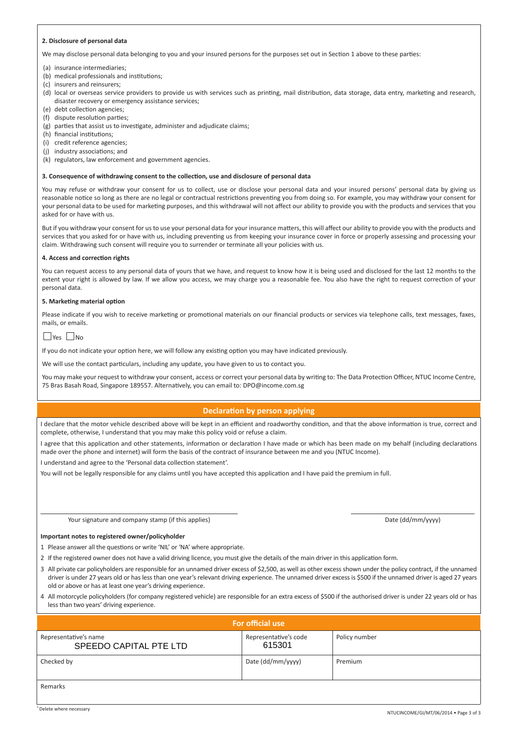**2. Disclosure of personal data**

We may disclose personal data belonging to you and your insured persons for the purposes set out in Section 1 above to these parties:

(a) insurance intermediaries;
(b) medical professionals and institutions;
(c) insurers and reinsurers;
(d) local or overseas service providers to provide us with services such as printing, mail distribution, data storage, data entry, marketing and research, disaster recovery or emergency assistance services;
(e) debt collection agencies;
(f) dispute resolution parties;
(g) parties that assist us to investigate, administer and adjudicate claims;
(h) financial institutions;
(i) credit reference agencies;
(j) industry associations; and
(k) regulators, law enforcement and government agencies.

**3. Consequence of withdrawing consent to the collection, use and disclosure of personal data**

You may refuse or withdraw your consent for us to collect, use or disclose your personal data and your insured persons' personal data by giving us reasonable notice so long as there are no legal or contractual restrictions preventing you from doing so. For example, you may withdraw your consent for your personal data to be used for marketing purposes, and this withdrawal will not affect our ability to provide you with the products and services that you asked for or have with us.

But if you withdraw your consent for us to use your personal data for your insurance matters, this will affect our ability to provide you with the products and services that you asked for or have with us, including preventing us from keeping your insurance cover in force or properly assessing and processing your claim. Withdrawing such consent will require you to surrender or terminate all your policies with us.

**4. Access and correction rights**

You can request access to any personal data of yours that we have, and request to know how it is being used and disclosed for the last 12 months to the extent your right is allowed by law. If we allow you access, we may charge you a reasonable fee. You also have the right to request correction of your personal data.

**5. Marketing material option**

Please indicate if you wish to receive marketing or promotional materials on our financial products or services via telephone calls, text messages, faxes, mails, or emails.

☐ Yes ☐ No

If you do not indicate your option here, we will follow any existing option you may have indicated previously.

We will use the contact particulars, including any update, you have given to us to contact you.

You may make your request to withdraw your consent, access or correct your personal data by writing to: The Data Protection Officer, NTUC Income Centre, 75 Bras Basah Road, Singapore 189557. Alternatively, you can email to: DPO@income.com.sg

## Declaration by person applying

I declare that the motor vehicle described above will be kept in an efficient and roadworthy condition, and that the above information is true, correct and complete, otherwise, I understand that you may make this policy void or refuse a claim.

I agree that this application and other statements, information or declaration I have made or which has been made on my behalf (including declarations made over the phone and internet) will form the basis of the contract of insurance between me and you (NTUC Income).

I understand and agree to the 'Personal data collection statement'.

You will not be legally responsible for any claims until you have accepted this application and I have paid the premium in full.

Your signature and company stamp (if this applies) ______________________

Date (dd/mm/yyyy) ______________________

**Important notes to registered owner/policyholder**

1 Please answer all the questions or write 'NIL' or 'NA' where appropriate.

2 If the registered owner does not have a valid driving licence, you must give the details of the main driver in this application form.

3 All private car policyholders are responsible for an unnamed driver excess of $2,500, as well as other excess shown under the policy contract, if the unnamed driver is under 27 years old or has less than one year's relevant driving experience. The unnamed driver excess is $500 if the unnamed driver is aged 27 years old or above or has at least one year's driving experience.

4 All motorcycle policyholders (for company registered vehicle) are responsible for an extra excess of $500 if the authorised driver is under 22 years old or has less than two years' driving experience.

## For official use

| | | |
|---|---|---|
| Representative's name<br>SPEEDO CAPITAL PTE LTD | Representative's code<br>615301 | Policy number |
| Checked by | Date (dd/mm/yyyy) | Premium |
| Remarks | | |

^ Delete where necessary

NTUCINCOME/GI/MT/06/2014